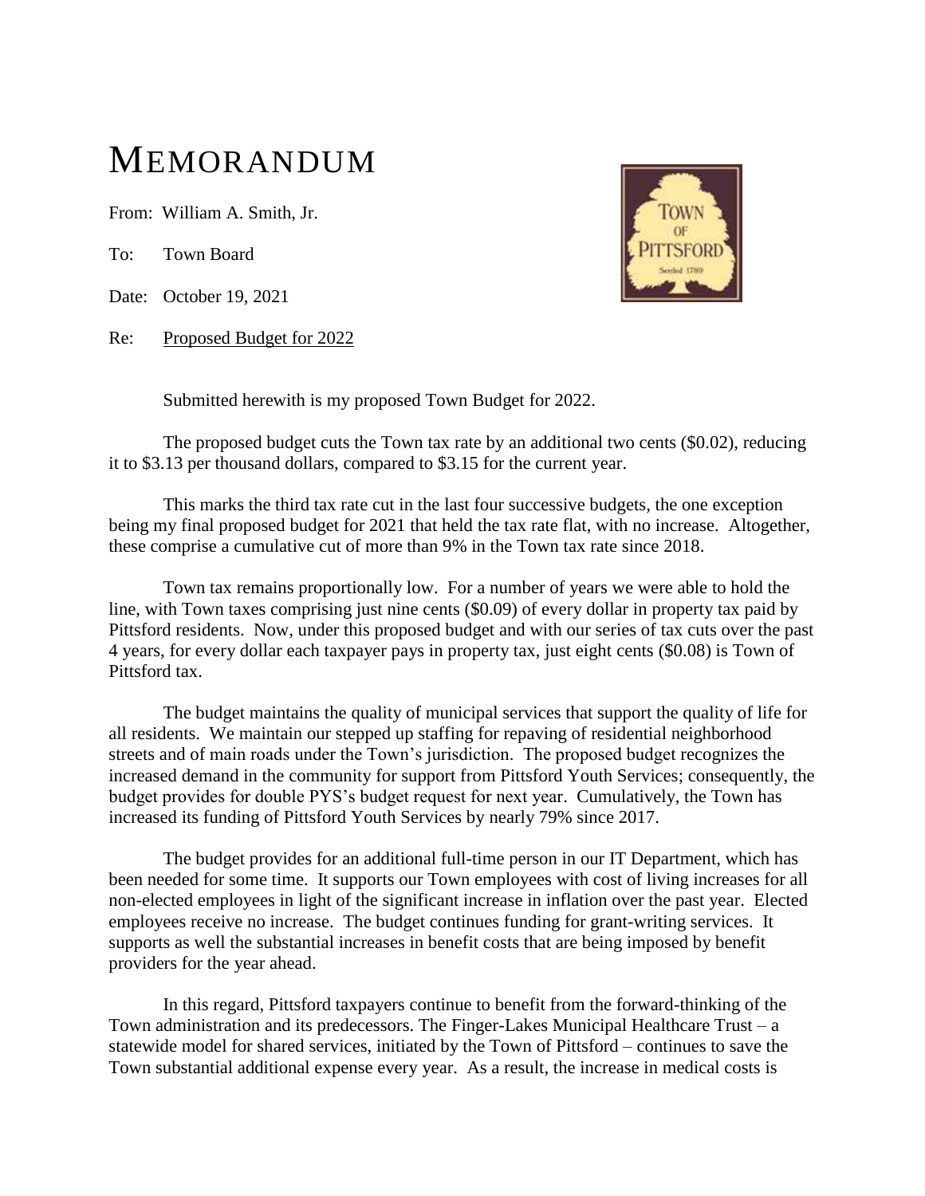# MEMORANDUM

From: William A. Smith, Jr.

To: Town Board

Date: October 19, 2021

Re: Proposed Budget for 2022

Submitted herewith is my proposed Town Budget for 2022.

The proposed budget cuts the Town tax rate by an additional two cents ($0.02), reducing it to $3.13 per thousand dollars, compared to $3.15 for the current year.

This marks the third tax rate cut in the last four successive budgets, the one exception being my final proposed budget for 2021 that held the tax rate flat, with no increase. Altogether, these comprise a cumulative cut of more than 9% in the Town tax rate since 2018.

Town tax remains proportionally low. For a number of years we were able to hold the line, with Town taxes comprising just nine cents ($0.09) of every dollar in property tax paid by Pittsford residents. Now, under this proposed budget and with our series of tax cuts over the past 4 years, for every dollar each taxpayer pays in property tax, just eight cents ($0.08) is Town of Pittsford tax.

The budget maintains the quality of municipal services that support the quality of life for all residents. We maintain our stepped up staffing for repaving of residential neighborhood streets and of main roads under the Town's jurisdiction. The proposed budget recognizes the increased demand in the community for support from Pittsford Youth Services; consequently, the budget provides for double PYS's budget request for next year. Cumulatively, the Town has increased its funding of Pittsford Youth Services by nearly 79% since 2017.

The budget provides for an additional full-time person in our IT Department, which has been needed for some time. It supports our Town employees with cost of living increases for all non-elected employees in light of the significant increase in inflation over the past year. Elected employees receive no increase. The budget continues funding for grant-writing services. It supports as well the substantial increases in benefit costs that are being imposed by benefit providers for the year ahead.

In this regard, Pittsford taxpayers continue to benefit from the forward-thinking of the Town administration and its predecessors. The Finger-Lakes Municipal Healthcare Trust – a statewide model for shared services, initiated by the Town of Pittsford – continues to save the Town substantial additional expense every year. As a result, the increase in medical costs is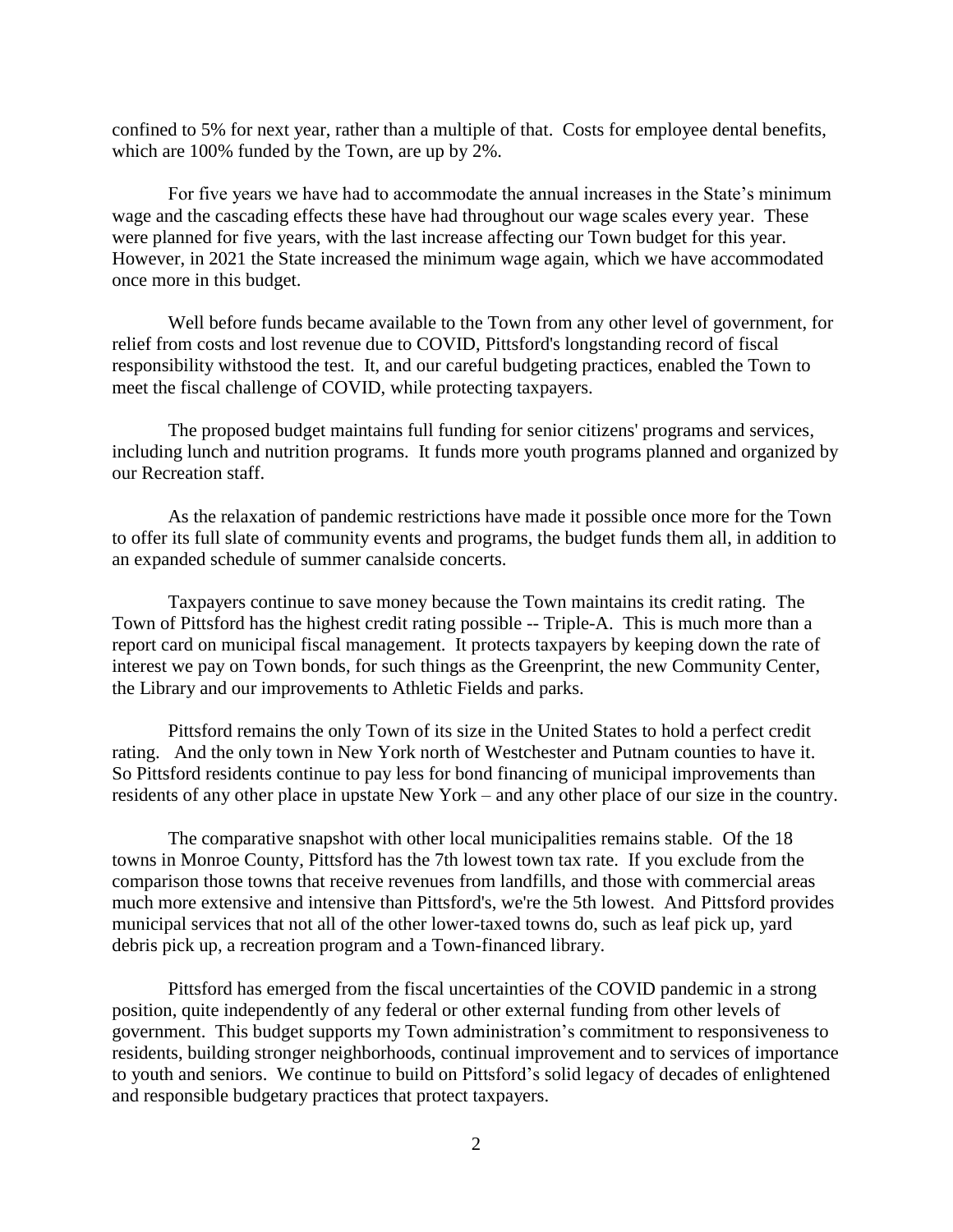confined to 5% for next year, rather than a multiple of that. Costs for employee dental benefits, which are 100% funded by the Town, are up by 2%.

For five years we have had to accommodate the annual increases in the State's minimum wage and the cascading effects these have had throughout our wage scales every year. These were planned for five years, with the last increase affecting our Town budget for this year. However, in 2021 the State increased the minimum wage again, which we have accommodated once more in this budget.

Well before funds became available to the Town from any other level of government, for relief from costs and lost revenue due to COVID, Pittsford's longstanding record of fiscal responsibility withstood the test. It, and our careful budgeting practices, enabled the Town to meet the fiscal challenge of COVID, while protecting taxpayers.

The proposed budget maintains full funding for senior citizens' programs and services, including lunch and nutrition programs. It funds more youth programs planned and organized by our Recreation staff.

As the relaxation of pandemic restrictions have made it possible once more for the Town to offer its full slate of community events and programs, the budget funds them all, in addition to an expanded schedule of summer canalside concerts.

Taxpayers continue to save money because the Town maintains its credit rating. The Town of Pittsford has the highest credit rating possible -- Triple-A. This is much more than a report card on municipal fiscal management. It protects taxpayers by keeping down the rate of interest we pay on Town bonds, for such things as the Greenprint, the new Community Center, the Library and our improvements to Athletic Fields and parks.

Pittsford remains the only Town of its size in the United States to hold a perfect credit rating. And the only town in New York north of Westchester and Putnam counties to have it. So Pittsford residents continue to pay less for bond financing of municipal improvements than residents of any other place in upstate New York – and any other place of our size in the country.

The comparative snapshot with other local municipalities remains stable. Of the 18 towns in Monroe County, Pittsford has the 7th lowest town tax rate. If you exclude from the comparison those towns that receive revenues from landfills, and those with commercial areas much more extensive and intensive than Pittsford's, we're the 5th lowest. And Pittsford provides municipal services that not all of the other lower-taxed towns do, such as leaf pick up, yard debris pick up, a recreation program and a Town-financed library.

Pittsford has emerged from the fiscal uncertainties of the COVID pandemic in a strong position, quite independently of any federal or other external funding from other levels of government. This budget supports my Town administration's commitment to responsiveness to residents, building stronger neighborhoods, continual improvement and to services of importance to youth and seniors. We continue to build on Pittsford's solid legacy of decades of enlightened and responsible budgetary practices that protect taxpayers.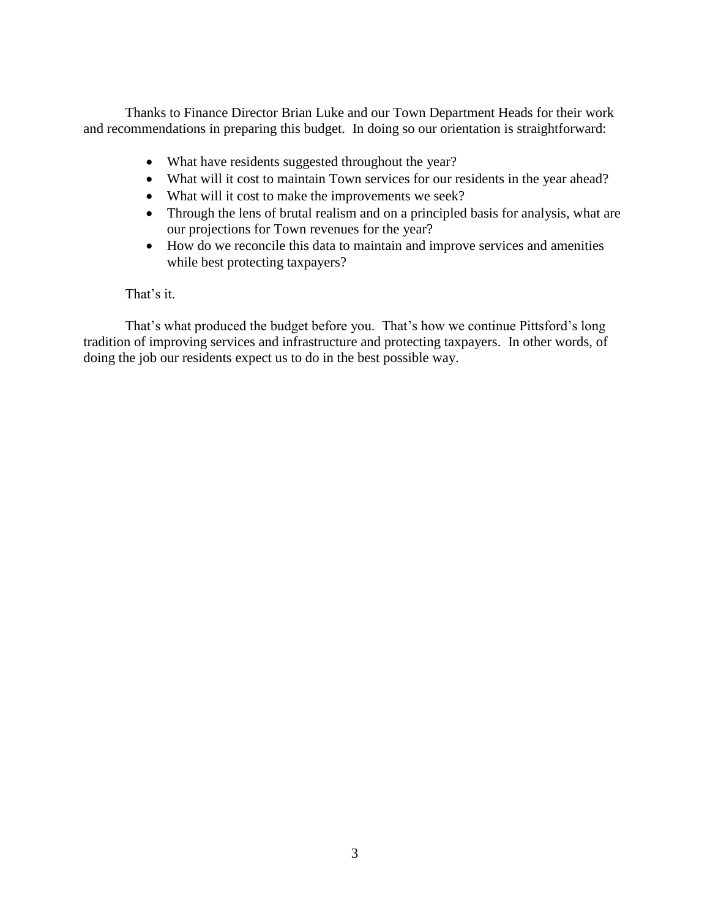Thanks to Finance Director Brian Luke and our Town Department Heads for their work and recommendations in preparing this budget. In doing so our orientation is straightforward:

- What have residents suggested throughout the year?
- What will it cost to maintain Town services for our residents in the year ahead?
- What will it cost to make the improvements we seek?
- Through the lens of brutal realism and on a principled basis for analysis, what are our projections for Town revenues for the year?
- How do we reconcile this data to maintain and improve services and amenities while best protecting taxpayers?

That's it.

That's what produced the budget before you. That's how we continue Pittsford's long tradition of improving services and infrastructure and protecting taxpayers. In other words, of doing the job our residents expect us to do in the best possible way.